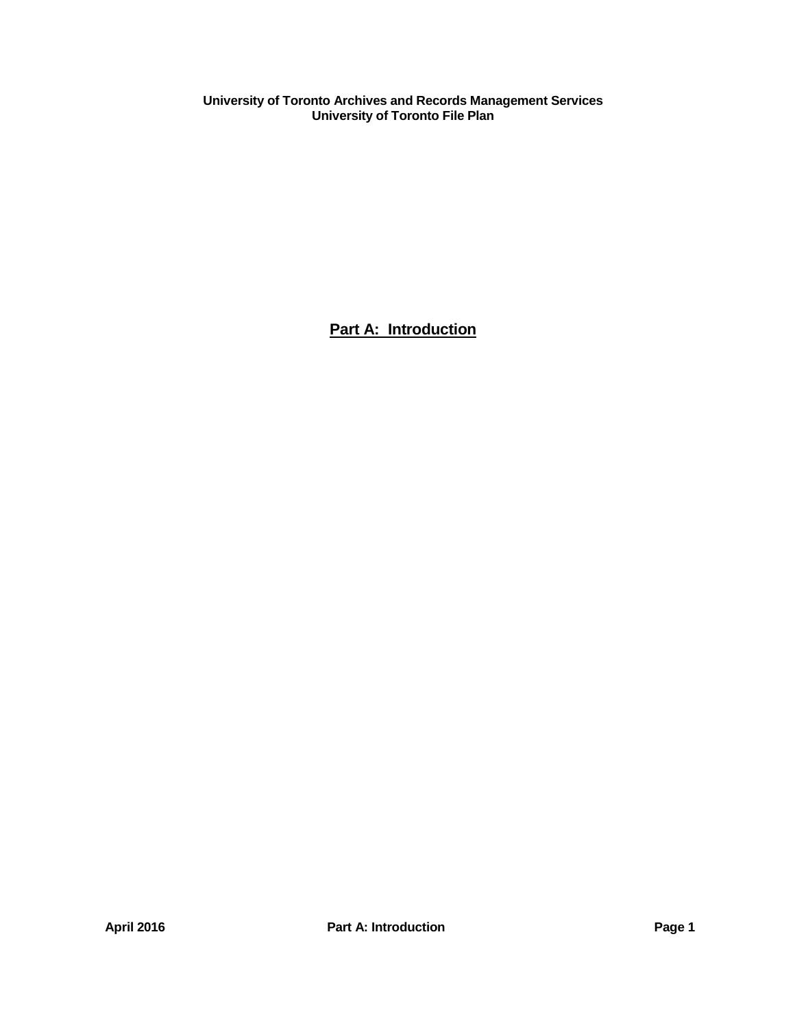**University of Toronto Archives and Records Management Services**
**University of Toronto File Plan**

# Part A: Introduction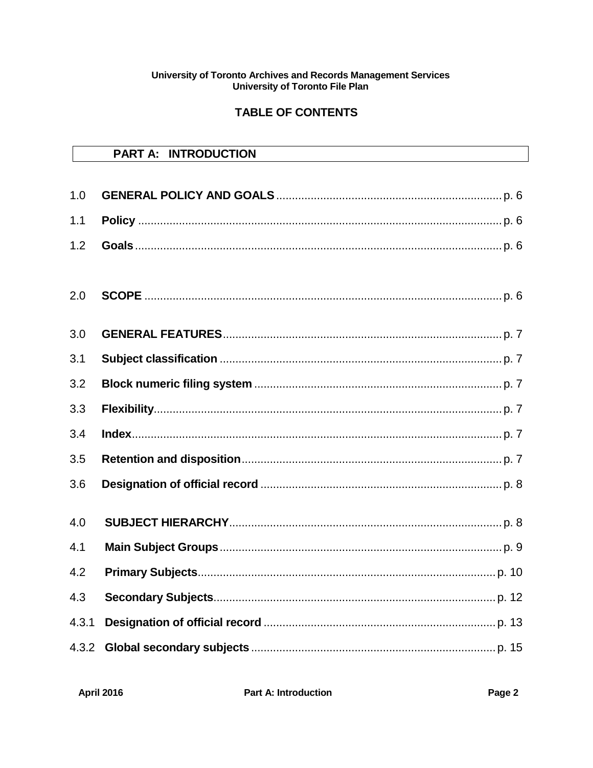**University of Toronto Archives and Records Management Services**
**University of Toronto File Plan**

# TABLE OF CONTENTS

## PART A: INTRODUCTION

1.0 **GENERAL POLICY AND GOALS** ........ p. 6

1.1 **Policy** ........ p. 6

1.2 **Goals** ........ p. 6

2.0 **SCOPE** ........ p. 6

3.0 **GENERAL FEATURES** ........ p. 7

3.1 **Subject classification** ........ p. 7

3.2 **Block numeric filing system** ........ p. 7

3.3 **Flexibility** ........ p. 7

3.4 **Index** ........ p. 7

3.5 **Retention and disposition** ........ p. 7

3.6 **Designation of official record** ........ p. 8

4.0 **SUBJECT HIERARCHY** ........ p. 8

4.1 **Main Subject Groups** ........ p. 9

4.2 **Primary Subjects** ........ p. 10

4.3 **Secondary Subjects** ........ p. 12

4.3.1 **Designation of official record** ........ p. 13

4.3.2 **Global secondary subjects** ........ p. 15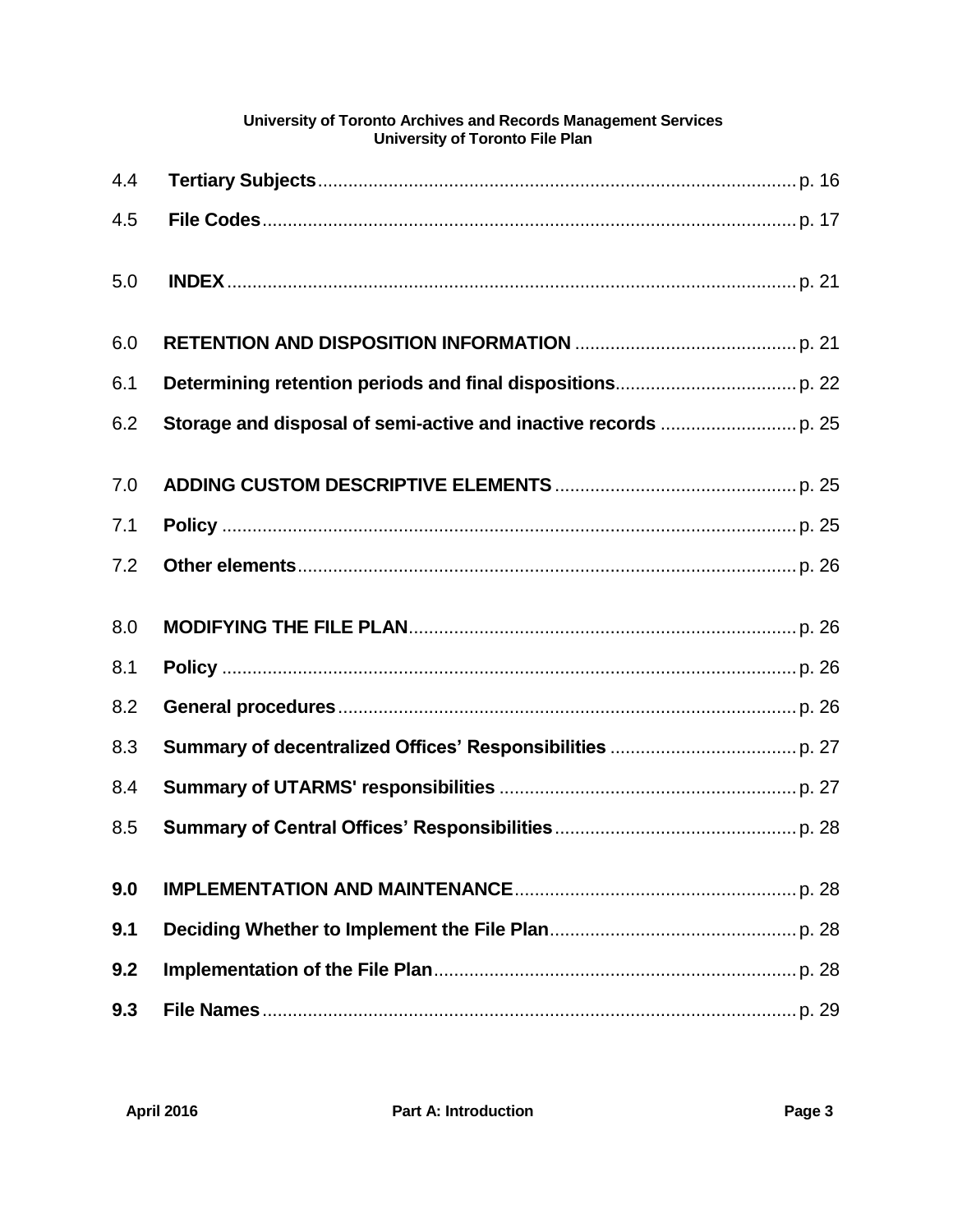| | | |
|---|---|---|
| 4.4 | **Tertiary Subjects** | p. 16 |
| 4.5 | **File Codes** | p. 17 |
| 5.0 | **INDEX** | p. 21 |
| 6.0 | **RETENTION AND DISPOSITION INFORMATION** | p. 21 |
| 6.1 | **Determining retention periods and final dispositions** | p. 22 |
| 6.2 | **Storage and disposal of semi-active and inactive records** | p. 25 |
| 7.0 | **ADDING CUSTOM DESCRIPTIVE ELEMENTS** | p. 25 |
| 7.1 | **Policy** | p. 25 |
| 7.2 | **Other elements** | p. 26 |
| 8.0 | **MODIFYING THE FILE PLAN** | p. 26 |
| 8.1 | **Policy** | p. 26 |
| 8.2 | **General procedures** | p. 26 |
| 8.3 | **Summary of decentralized Offices' Responsibilities** | p. 27 |
| 8.4 | **Summary of UTARMS' responsibilities** | p. 27 |
| 8.5 | **Summary of Central Offices' Responsibilities** | p. 28 |
| **9.0** | **IMPLEMENTATION AND MAINTENANCE** | p. 28 |
| **9.1** | **Deciding Whether to Implement the File Plan** | p. 28 |
| **9.2** | **Implementation of the File Plan** | p. 28 |
| **9.3** | **File Names** | p. 29 |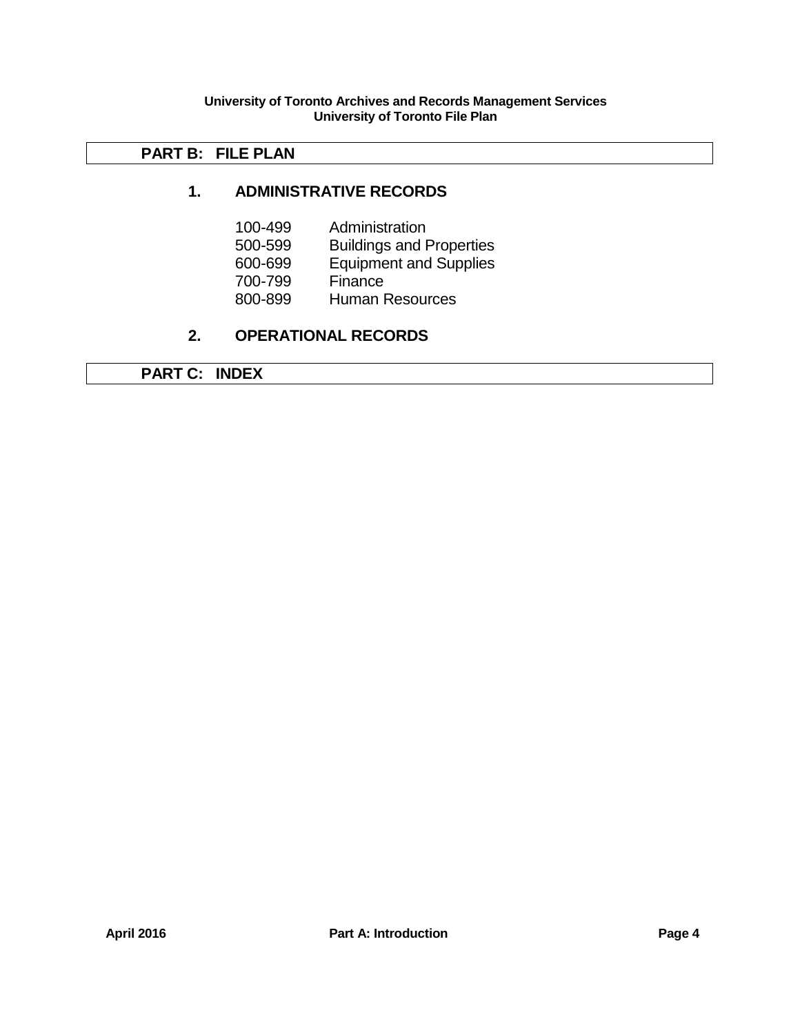## PART B: FILE PLAN

### 1. ADMINISTRATIVE RECORDS

| | |
|---|---|
| 100-499 | Administration |
| 500-599 | Buildings and Properties |
| 600-699 | Equipment and Supplies |
| 700-799 | Finance |
| 800-899 | Human Resources |

### 2. OPERATIONAL RECORDS

## PART C: INDEX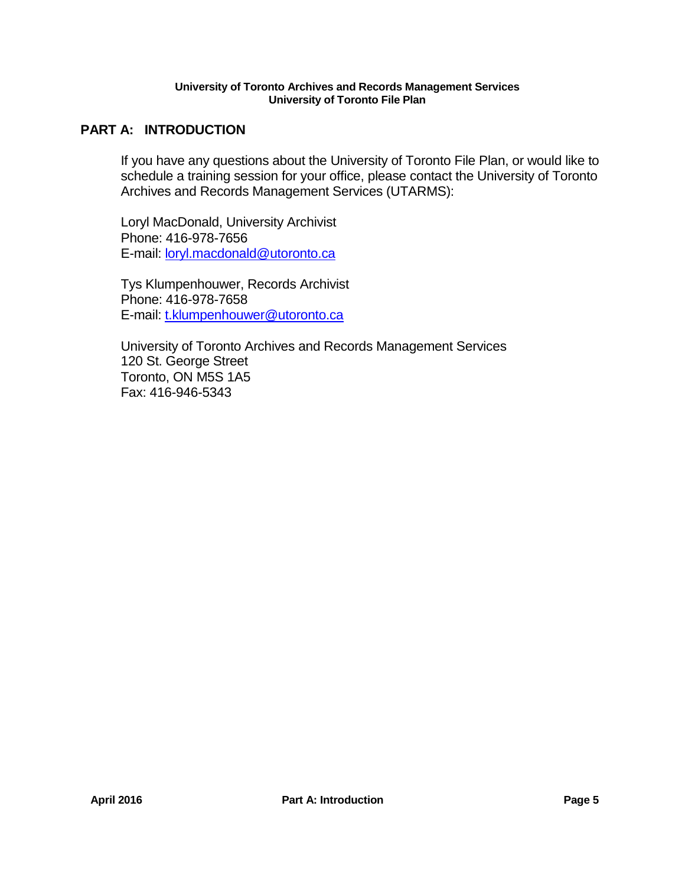## PART A: INTRODUCTION

If you have any questions about the University of Toronto File Plan, or would like to schedule a training session for your office, please contact the University of Toronto Archives and Records Management Services (UTARMS):

Loryl MacDonald, University Archivist
Phone: 416-978-7656
E-mail: loryl.macdonald@utoronto.ca

Tys Klumpenhouwer, Records Archivist
Phone: 416-978-7658
E-mail: t.klumpenhouwer@utoronto.ca

University of Toronto Archives and Records Management Services
120 St. George Street
Toronto, ON M5S 1A5
Fax: 416-946-5343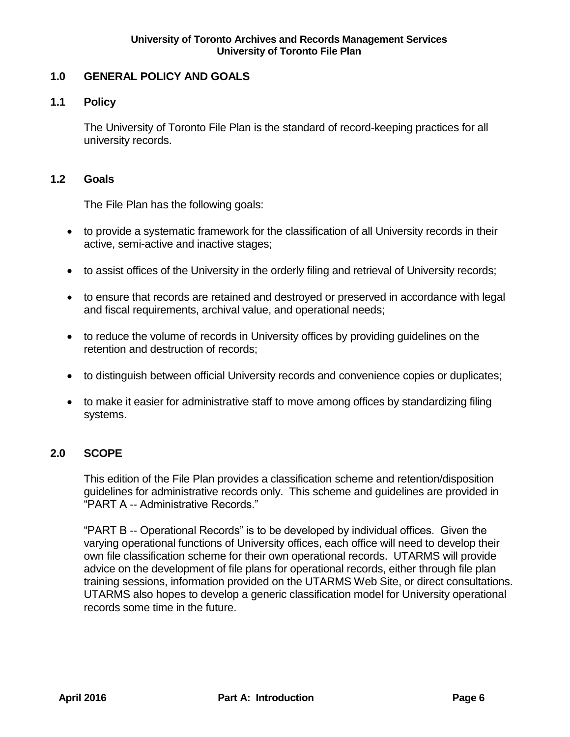## 1.0 GENERAL POLICY AND GOALS

### 1.1 Policy

The University of Toronto File Plan is the standard of record-keeping practices for all university records.

### 1.2 Goals

The File Plan has the following goals:

- to provide a systematic framework for the classification of all University records in their active, semi-active and inactive stages;
- to assist offices of the University in the orderly filing and retrieval of University records;
- to ensure that records are retained and destroyed or preserved in accordance with legal and fiscal requirements, archival value, and operational needs;
- to reduce the volume of records in University offices by providing guidelines on the retention and destruction of records;
- to distinguish between official University records and convenience copies or duplicates;
- to make it easier for administrative staff to move among offices by standardizing filing systems.

## 2.0 SCOPE

This edition of the File Plan provides a classification scheme and retention/disposition guidelines for administrative records only. This scheme and guidelines are provided in "PART A -- Administrative Records."

"PART B -- Operational Records" is to be developed by individual offices. Given the varying operational functions of University offices, each office will need to develop their own file classification scheme for their own operational records. UTARMS will provide advice on the development of file plans for operational records, either through file plan training sessions, information provided on the UTARMS Web Site, or direct consultations. UTARMS also hopes to develop a generic classification model for University operational records some time in the future.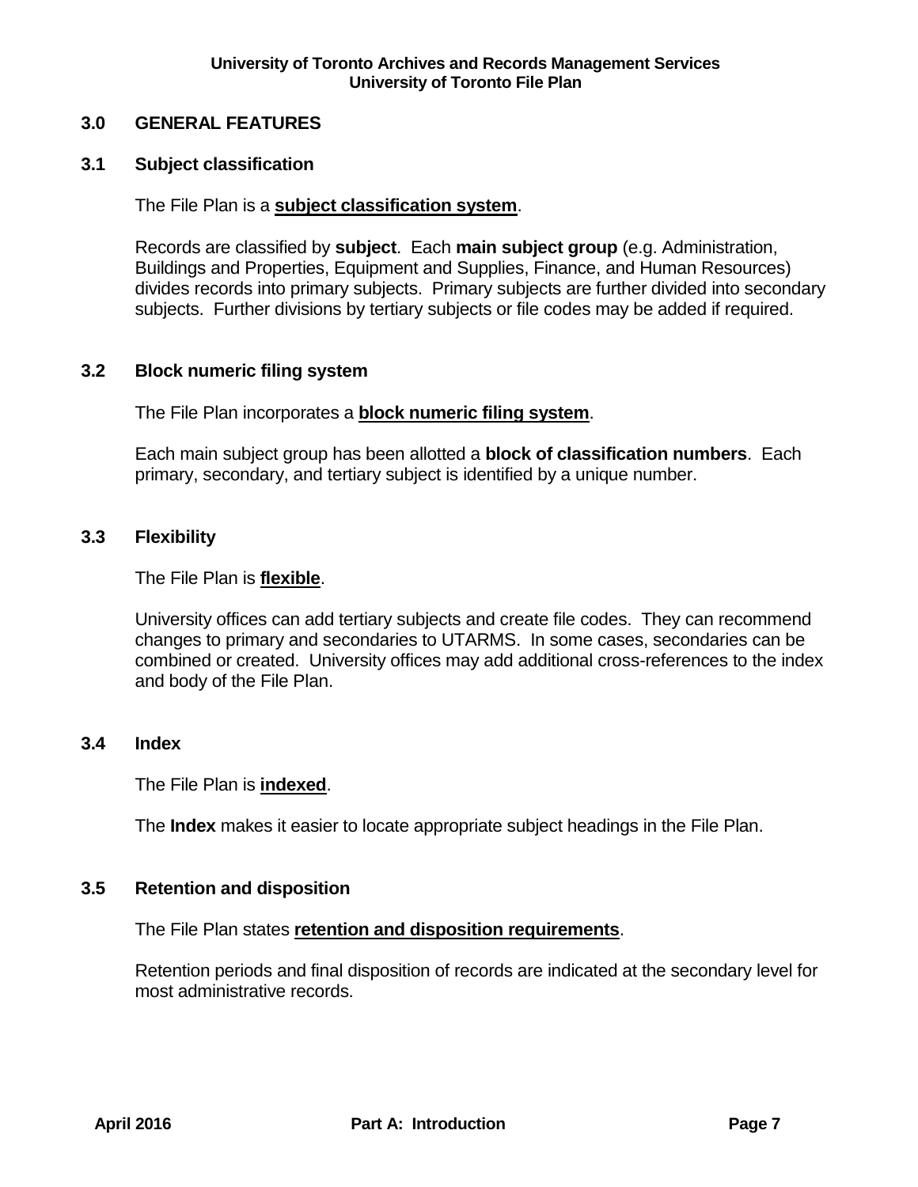## 3.0 GENERAL FEATURES

### 3.1 Subject classification

The File Plan is a **subject classification system**.

Records are classified by **subject**. Each **main subject group** (e.g. Administration, Buildings and Properties, Equipment and Supplies, Finance, and Human Resources) divides records into primary subjects. Primary subjects are further divided into secondary subjects. Further divisions by tertiary subjects or file codes may be added if required.

### 3.2 Block numeric filing system

The File Plan incorporates a **block numeric filing system**.

Each main subject group has been allotted a **block of classification numbers**. Each primary, secondary, and tertiary subject is identified by a unique number.

### 3.3 Flexibility

The File Plan is **flexible**.

University offices can add tertiary subjects and create file codes. They can recommend changes to primary and secondaries to UTARMS. In some cases, secondaries can be combined or created. University offices may add additional cross-references to the index and body of the File Plan.

### 3.4 Index

The File Plan is **indexed**.

The **Index** makes it easier to locate appropriate subject headings in the File Plan.

### 3.5 Retention and disposition

The File Plan states **retention and disposition requirements**.

Retention periods and final disposition of records are indicated at the secondary level for most administrative records.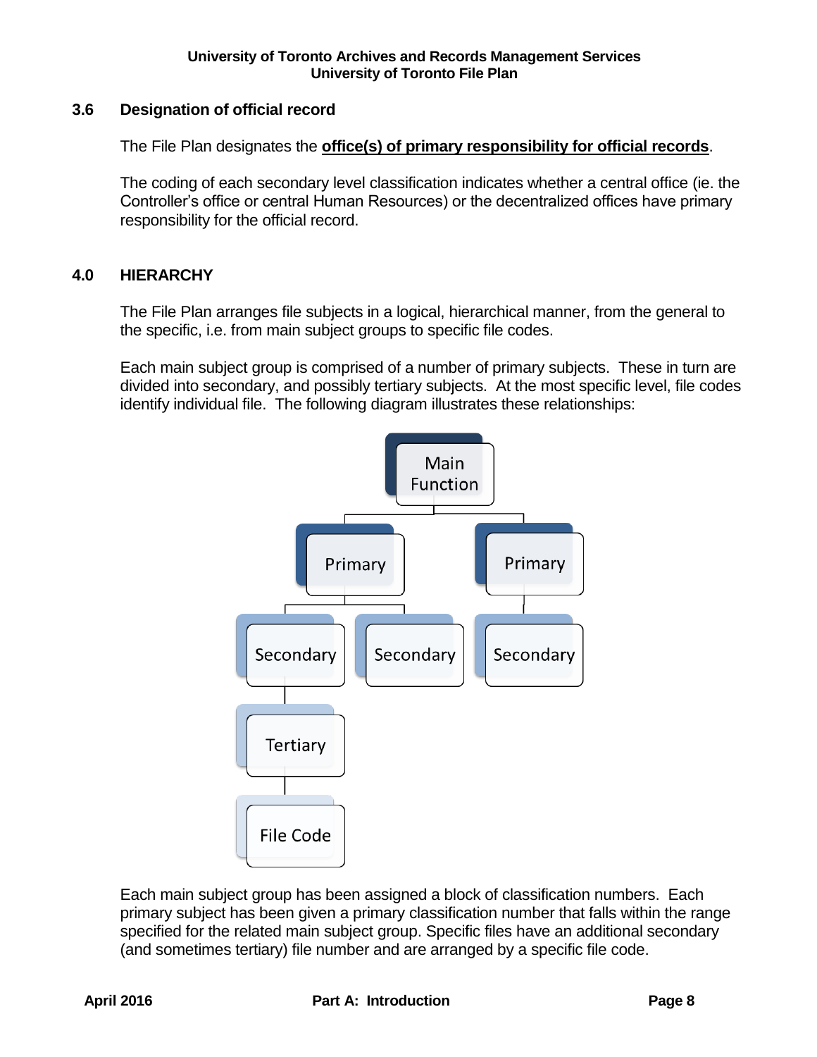### 3.6 Designation of official record

The File Plan designates the **office(s) of primary responsibility for official records**.

The coding of each secondary level classification indicates whether a central office (ie. the Controller's office or central Human Resources) or the decentralized offices have primary responsibility for the official record.

## 4.0 HIERARCHY

The File Plan arranges file subjects in a logical, hierarchical manner, from the general to the specific, i.e. from main subject groups to specific file codes.

Each main subject group is comprised of a number of primary subjects. These in turn are divided into secondary, and possibly tertiary subjects. At the most specific level, file codes identify individual file. The following diagram illustrates these relationships:

Each main subject group has been assigned a block of classification numbers. Each primary subject has been given a primary classification number that falls within the range specified for the related main subject group. Specific files have an additional secondary (and sometimes tertiary) file number and are arranged by a specific file code.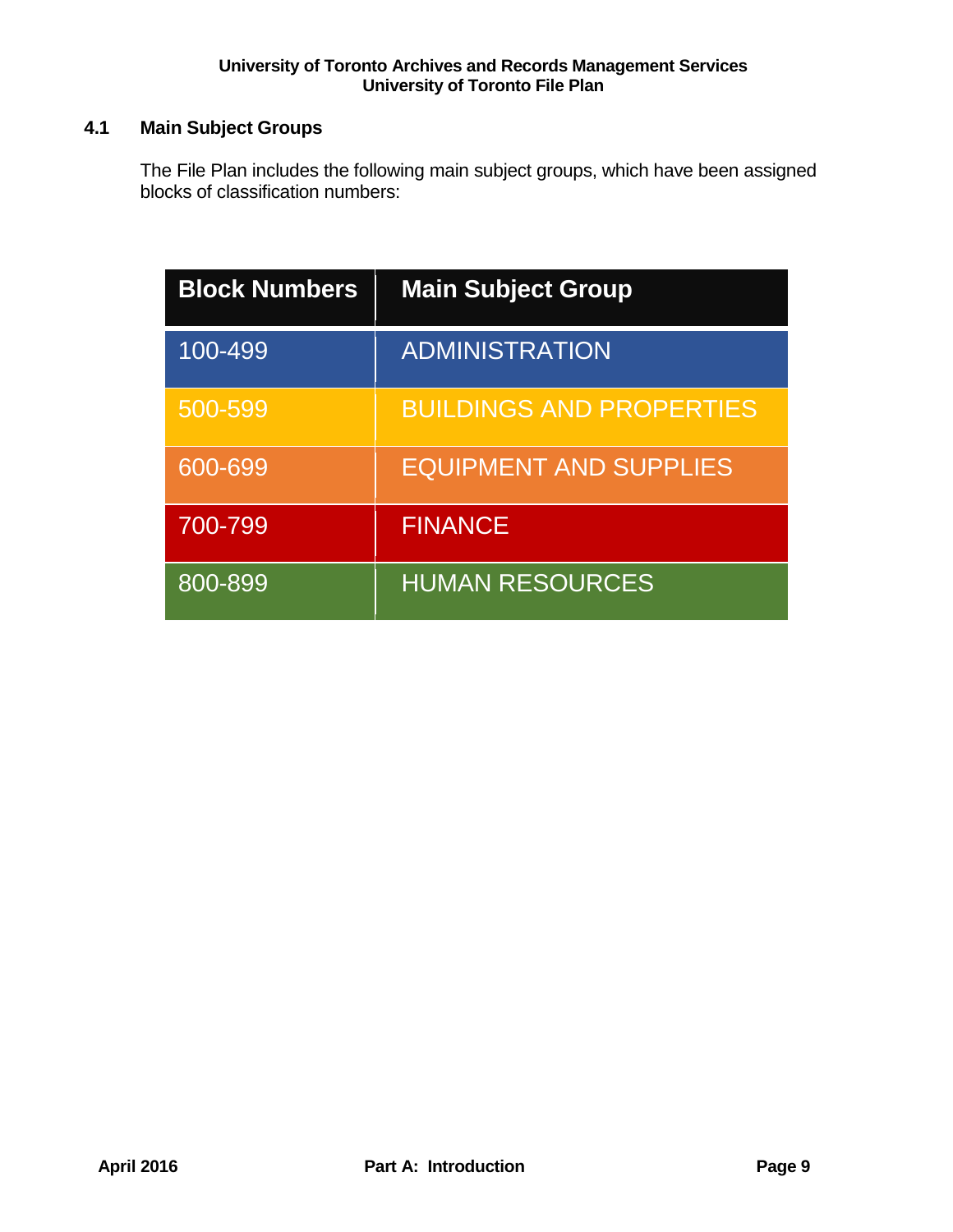### 4.1 Main Subject Groups

The File Plan includes the following main subject groups, which have been assigned blocks of classification numbers:

| Block Numbers | Main Subject Group |
| --- | --- |
| 100-499 | ADMINISTRATION |
| 500-599 | BUILDINGS AND PROPERTIES |
| 600-699 | EQUIPMENT AND SUPPLIES |
| 700-799 | FINANCE |
| 800-899 | HUMAN RESOURCES |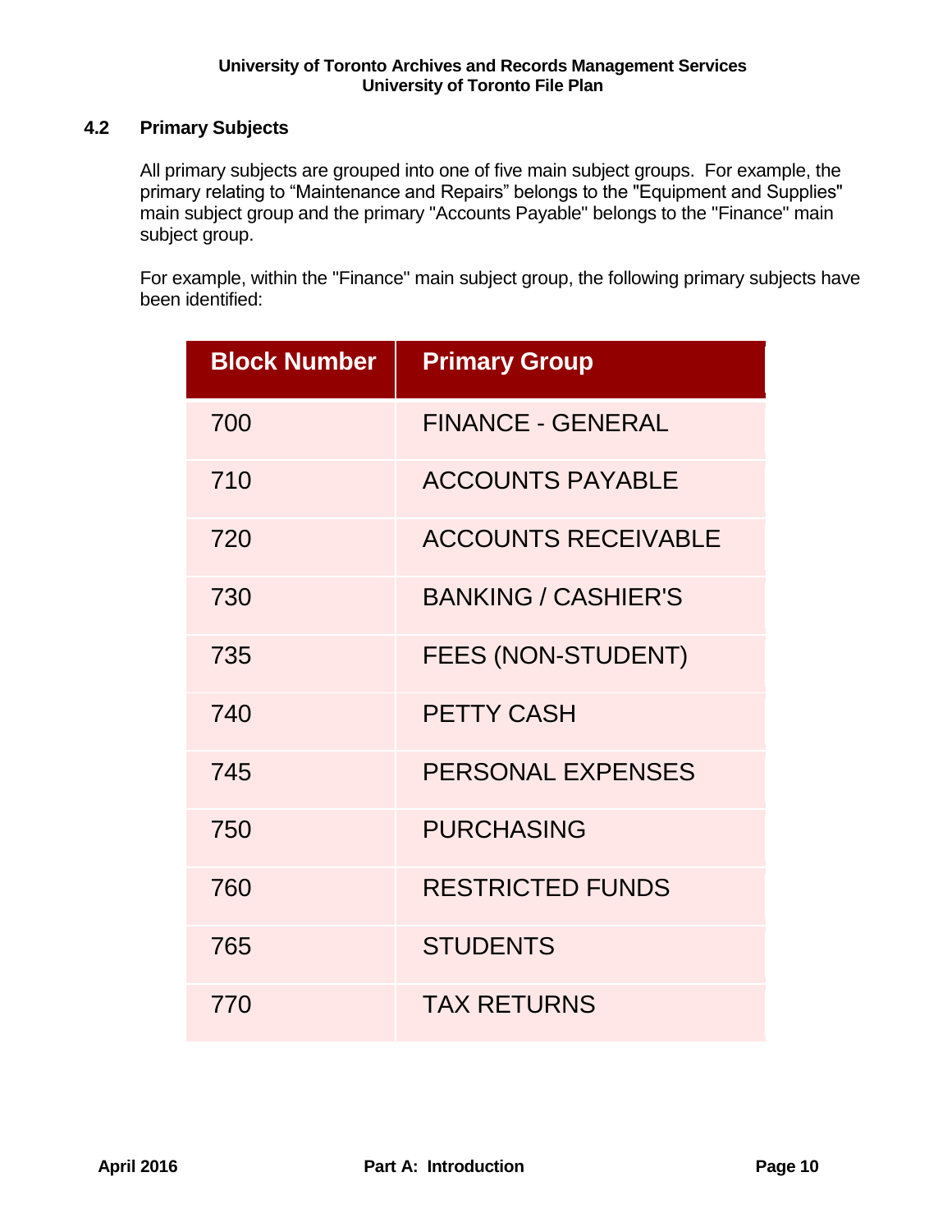## 4.2 Primary Subjects

All primary subjects are grouped into one of five main subject groups. For example, the primary relating to “Maintenance and Repairs” belongs to the "Equipment and Supplies" main subject group and the primary "Accounts Payable" belongs to the "Finance" main subject group.

For example, within the "Finance" main subject group, the following primary subjects have been identified:

| Block Number | Primary Group |
|---|---|
| 700 | FINANCE - GENERAL |
| 710 | ACCOUNTS PAYABLE |
| 720 | ACCOUNTS RECEIVABLE |
| 730 | BANKING / CASHIER'S |
| 735 | FEES (NON-STUDENT) |
| 740 | PETTY CASH |
| 745 | PERSONAL EXPENSES |
| 750 | PURCHASING |
| 760 | RESTRICTED FUNDS |
| 765 | STUDENTS |
| 770 | TAX RETURNS |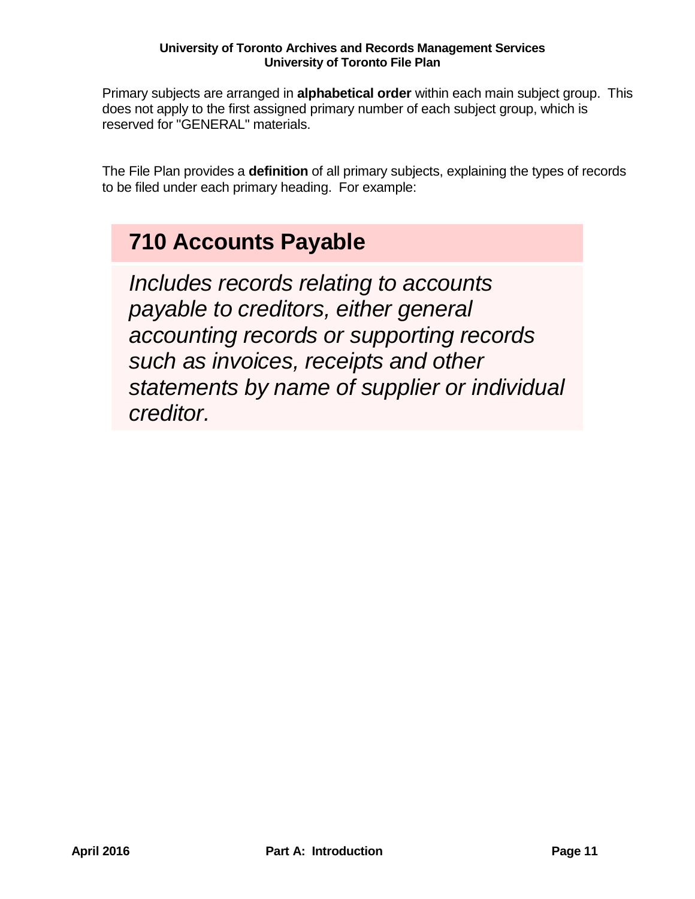Primary subjects are arranged in **alphabetical order** within each main subject group. This does not apply to the first assigned primary number of each subject group, which is reserved for "GENERAL" materials.

The File Plan provides a **definition** of all primary subjects, explaining the types of records to be filed under each primary heading. For example:

## 710 Accounts Payable

*Includes records relating to accounts payable to creditors, either general accounting records or supporting records such as invoices, receipts and other statements by name of supplier or individual creditor.*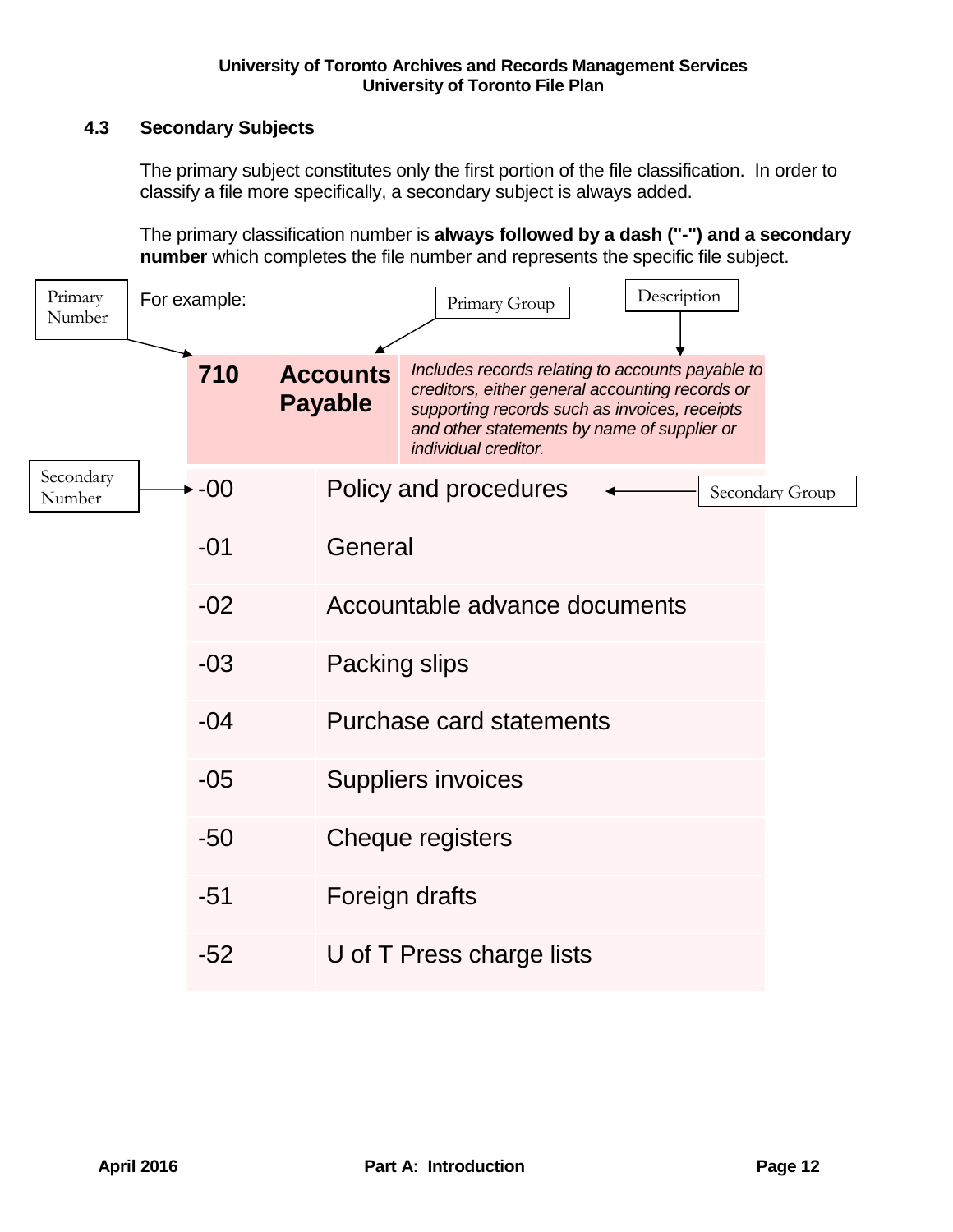### 4.3 Secondary Subjects

The primary subject constitutes only the first portion of the file classification. In order to classify a file more specifically, a secondary subject is always added.

The primary classification number is **always followed by a dash ("-") and a secondary number** which completes the file number and represents the specific file subject.

For example:

Labels: Primary Number → 710; Primary Group → Accounts Payable; Description → description text; Secondary Number → -00; Secondary Group → Policy and procedures

| | | |
|---|---|---|
| **710** | **Accounts Payable** | *Includes records relating to accounts payable to creditors, either general accounting records or supporting records such as invoices, receipts and other statements by name of supplier or individual creditor.* |
| -00 | Policy and procedures | |
| -01 | General | |
| -02 | Accountable advance documents | |
| -03 | Packing slips | |
| -04 | Purchase card statements | |
| -05 | Suppliers invoices | |
| -50 | Cheque registers | |
| -51 | Foreign drafts | |
| -52 | U of T Press charge lists | |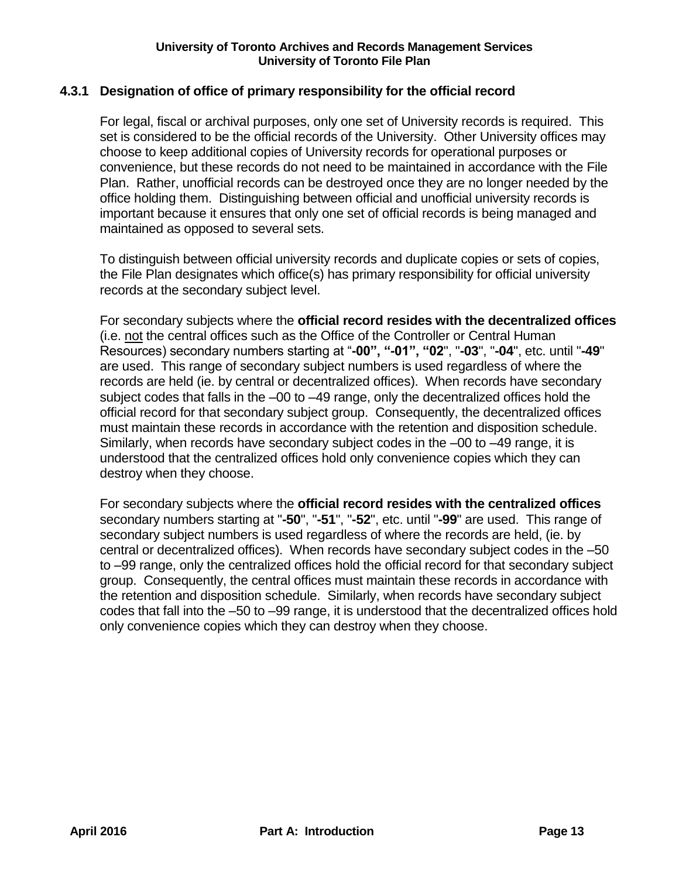### 4.3.1 Designation of office of primary responsibility for the official record

For legal, fiscal or archival purposes, only one set of University records is required. This set is considered to be the official records of the University. Other University offices may choose to keep additional copies of University records for operational purposes or convenience, but these records do not need to be maintained in accordance with the File Plan. Rather, unofficial records can be destroyed once they are no longer needed by the office holding them. Distinguishing between official and unofficial university records is important because it ensures that only one set of official records is being managed and maintained as opposed to several sets.

To distinguish between official university records and duplicate copies or sets of copies, the File Plan designates which office(s) has primary responsibility for official university records at the secondary subject level.

For secondary subjects where the **official record resides with the decentralized offices** (i.e. <u>not</u> the central offices such as the Office of the Controller or Central Human Resources) secondary numbers starting at "**-00", "-01", "02**", "**-03**", "**-04**", etc. until "**-49**" are used. This range of secondary subject numbers is used regardless of where the records are held (ie. by central or decentralized offices). When records have secondary subject codes that falls in the –00 to –49 range, only the decentralized offices hold the official record for that secondary subject group. Consequently, the decentralized offices must maintain these records in accordance with the retention and disposition schedule. Similarly, when records have secondary subject codes in the –00 to –49 range, it is understood that the centralized offices hold only convenience copies which they can destroy when they choose.

For secondary subjects where the **official record resides with the centralized offices** secondary numbers starting at "**-50**", "**-51**", "**-52**", etc. until "**-99**" are used. This range of secondary subject numbers is used regardless of where the records are held, (ie. by central or decentralized offices). When records have secondary subject codes in the –50 to –99 range, only the centralized offices hold the official record for that secondary subject group. Consequently, the central offices must maintain these records in accordance with the retention and disposition schedule. Similarly, when records have secondary subject codes that fall into the –50 to –99 range, it is understood that the decentralized offices hold only convenience copies which they can destroy when they choose.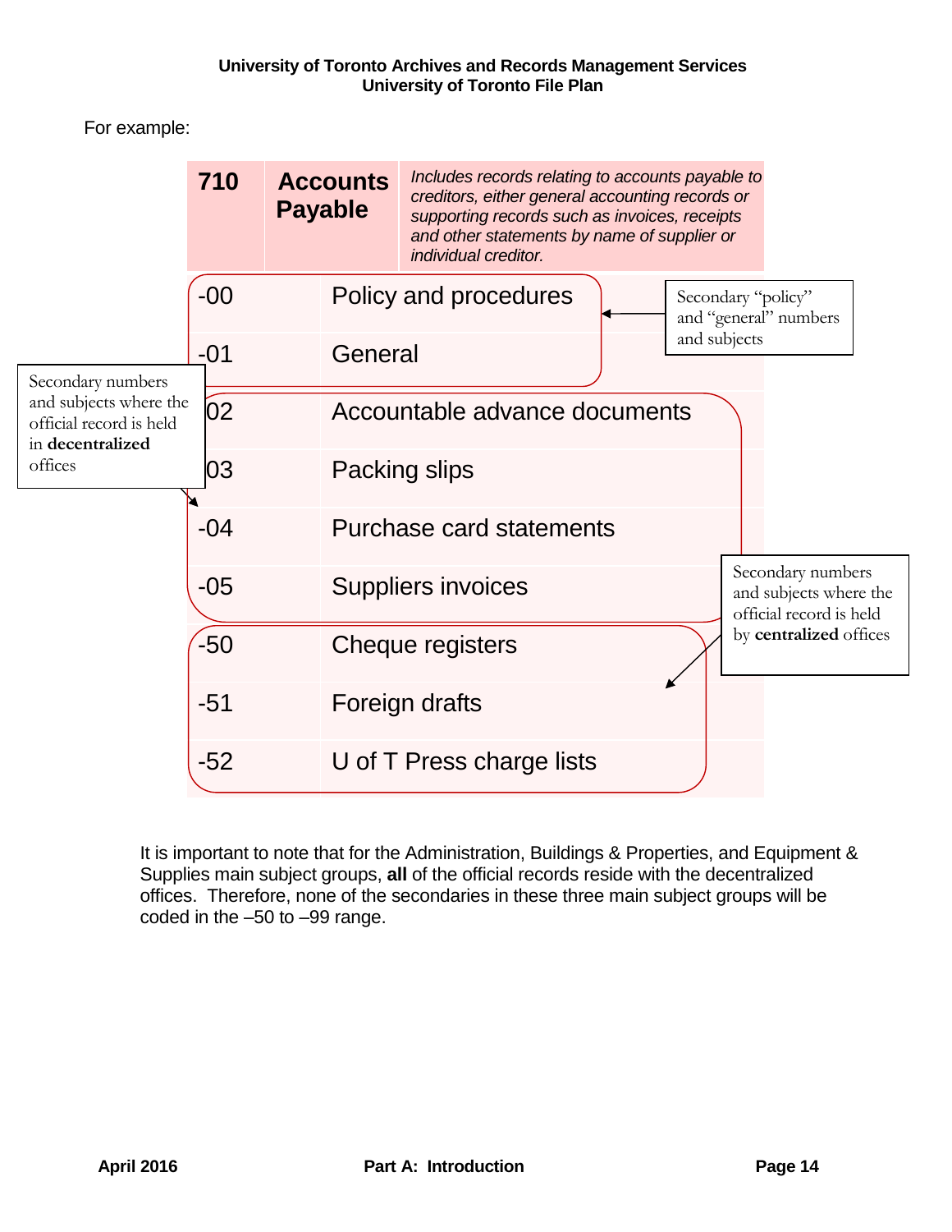For example:

| 710 | **Accounts Payable** | *Includes records relating to accounts payable to creditors, either general accounting records or supporting records such as invoices, receipts and other statements by name of supplier or individual creditor.* |
|---|---|---|
| -00 | Policy and procedures | |
| -01 | General | |
| -02 | Accountable advance documents | |
| -03 | Packing slips | |
| -04 | Purchase card statements | |
| -05 | Suppliers invoices | |
| -50 | Cheque registers | |
| -51 | Foreign drafts | |
| -52 | U of T Press charge lists | |

Secondary "policy" and "general" numbers and subjects (-00, -01)

Secondary numbers and subjects where the official record is held in **decentralized** offices (-02 to -05)

Secondary numbers and subjects where the official record is held by **centralized** offices (-50 to -52)

It is important to note that for the Administration, Buildings & Properties, and Equipment & Supplies main subject groups, **all** of the official records reside with the decentralized offices. Therefore, none of the secondaries in these three main subject groups will be coded in the –50 to –99 range.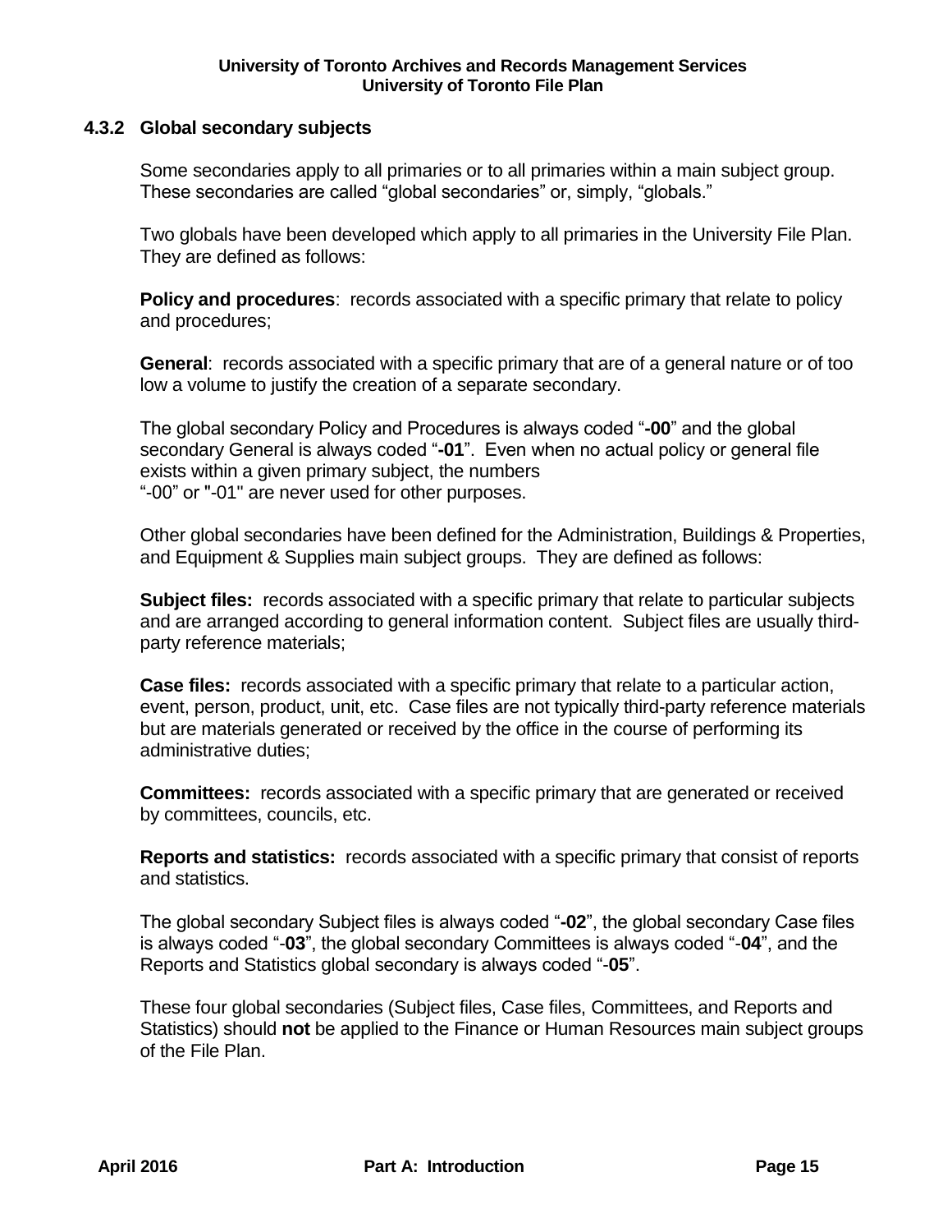### 4.3.2 Global secondary subjects

Some secondaries apply to all primaries or to all primaries within a main subject group. These secondaries are called "global secondaries" or, simply, "globals."

Two globals have been developed which apply to all primaries in the University File Plan. They are defined as follows:

**Policy and procedures**: records associated with a specific primary that relate to policy and procedures;

**General**: records associated with a specific primary that are of a general nature or of too low a volume to justify the creation of a separate secondary.

The global secondary Policy and Procedures is always coded "**-00**" and the global secondary General is always coded "**-01**". Even when no actual policy or general file exists within a given primary subject, the numbers "-00" or "-01" are never used for other purposes.

Other global secondaries have been defined for the Administration, Buildings & Properties, and Equipment & Supplies main subject groups. They are defined as follows:

**Subject files:** records associated with a specific primary that relate to particular subjects and are arranged according to general information content. Subject files are usually third-party reference materials;

**Case files:** records associated with a specific primary that relate to a particular action, event, person, product, unit, etc. Case files are not typically third-party reference materials but are materials generated or received by the office in the course of performing its administrative duties;

**Committees:** records associated with a specific primary that are generated or received by committees, councils, etc.

**Reports and statistics:** records associated with a specific primary that consist of reports and statistics.

The global secondary Subject files is always coded "**-02**", the global secondary Case files is always coded "-**03**", the global secondary Committees is always coded "-**04**", and the Reports and Statistics global secondary is always coded "-**05**".

These four global secondaries (Subject files, Case files, Committees, and Reports and Statistics) should **not** be applied to the Finance or Human Resources main subject groups of the File Plan.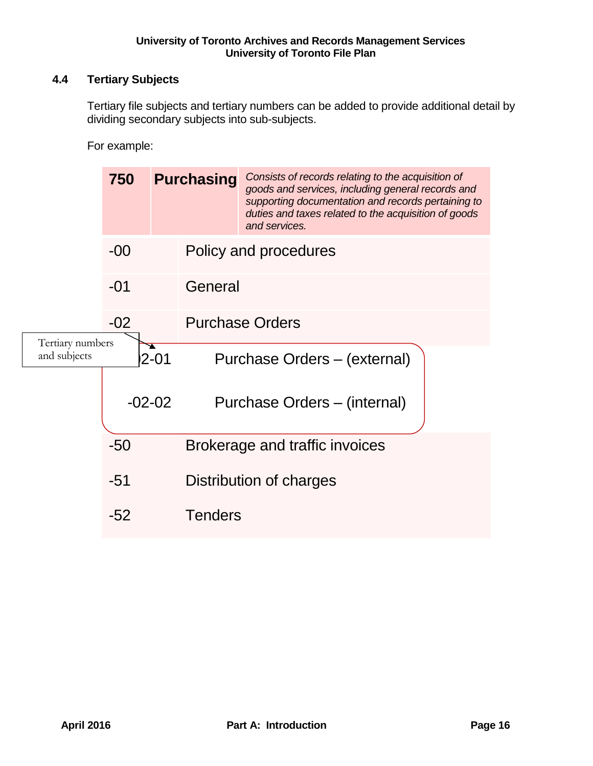## 4.4 Tertiary Subjects

Tertiary file subjects and tertiary numbers can be added to provide additional detail by dividing secondary subjects into sub-subjects.

For example:

| 750 | Purchasing | *Consists of records relating to the acquisition of goods and services, including general records and supporting documentation and records pertaining to duties and taxes related to the acquisition of goods and services.* |
|---|---|---|
| -00 | Policy and procedures | |
| -01 | General | |
| -02 | Purchase Orders | |
| -02-01 | Purchase Orders – (external) | |
| -02-02 | Purchase Orders – (internal) | |
| -50 | Brokerage and traffic invoices | |
| -51 | Distribution of charges | |
| -52 | Tenders | |

Tertiary numbers and subjects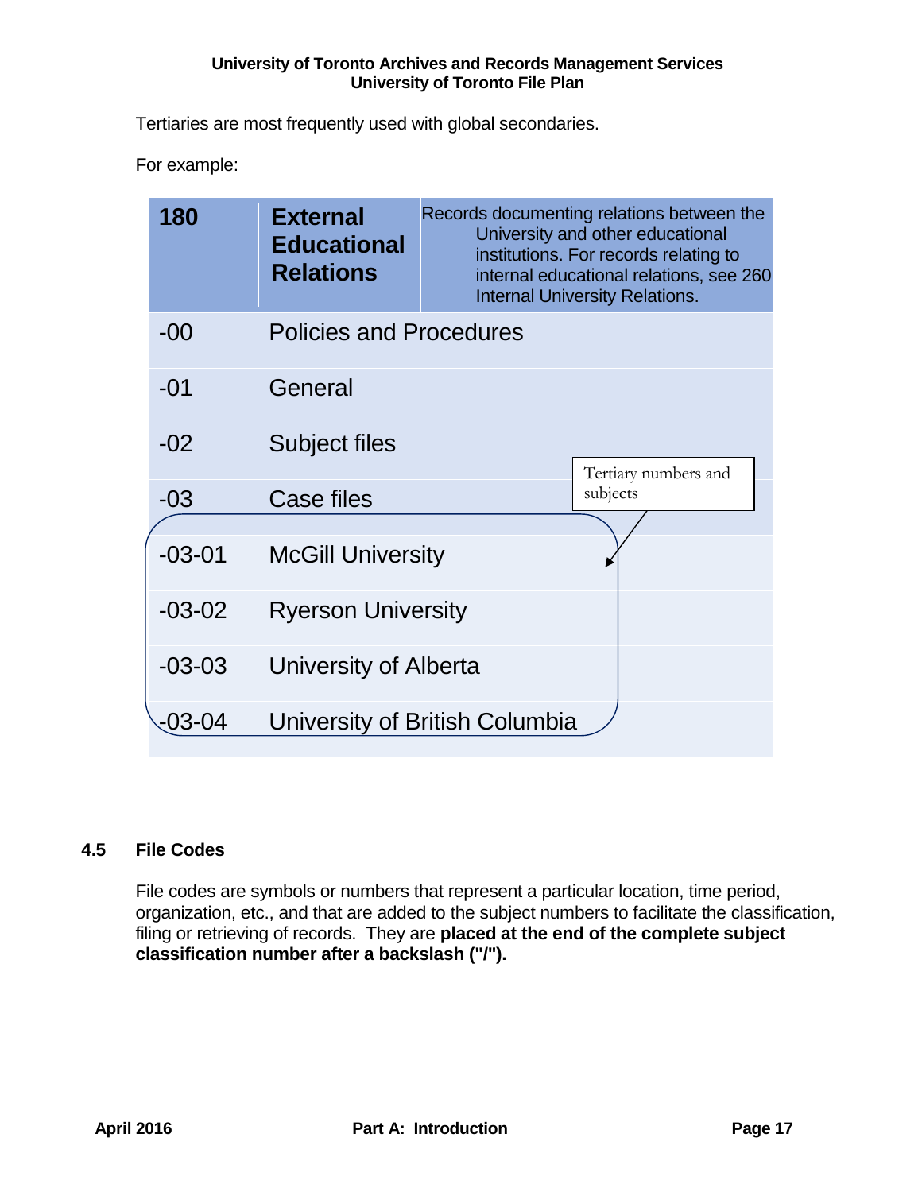Tertiaries are most frequently used with global secondaries.

For example:

| 180 | External Educational Relations | Records documenting relations between the University and other educational institutions. For records relating to internal educational relations, see 260 Internal University Relations. |
|---|---|---|
| -00 | Policies and Procedures | |
| -01 | General | |
| -02 | Subject files | |
| -03 | Case files | |
| -03-01 | McGill University | |
| -03-02 | Ryerson University | |
| -03-03 | University of Alberta | |
| -03-04 | University of British Columbia | |

Tertiary numbers and subjects

## 4.5 File Codes

File codes are symbols or numbers that represent a particular location, time period, organization, etc., and that are added to the subject numbers to facilitate the classification, filing or retrieving of records. They are **placed at the end of the complete subject classification number after a backslash ("/").**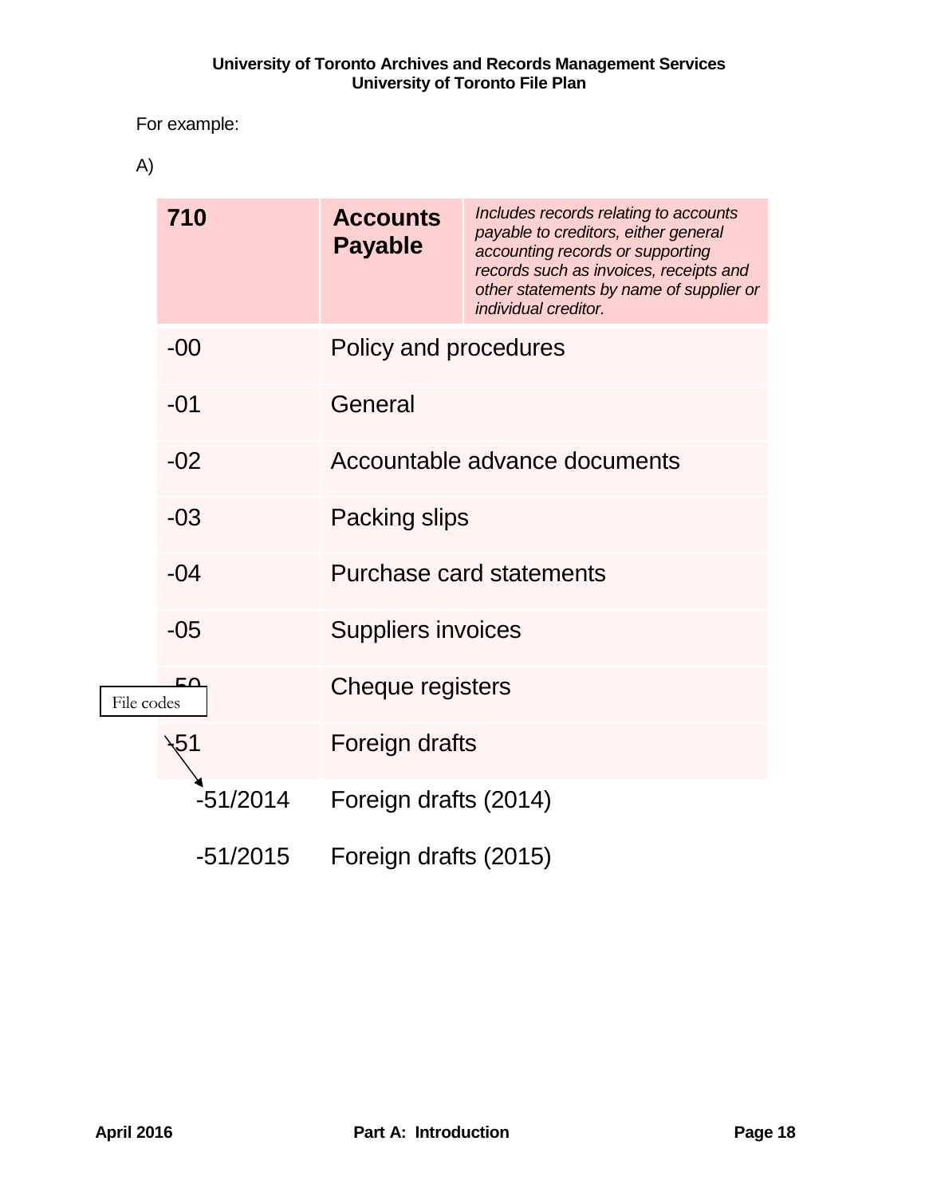For example:

A)

| 710 | **Accounts Payable** | *Includes records relating to accounts payable to creditors, either general accounting records or supporting records such as invoices, receipts and other statements by name of supplier or individual creditor.* |
|---|---|---|
| -00 | Policy and procedures | |
| -01 | General | |
| -02 | Accountable advance documents | |
| -03 | Packing slips | |
| -04 | Purchase card statements | |
| -05 | Suppliers invoices | |
| -50 | Cheque registers | |
| -51 | Foreign drafts | |
| -51/2014 | Foreign drafts (2014) | |
| -51/2015 | Foreign drafts (2015) | |

File codes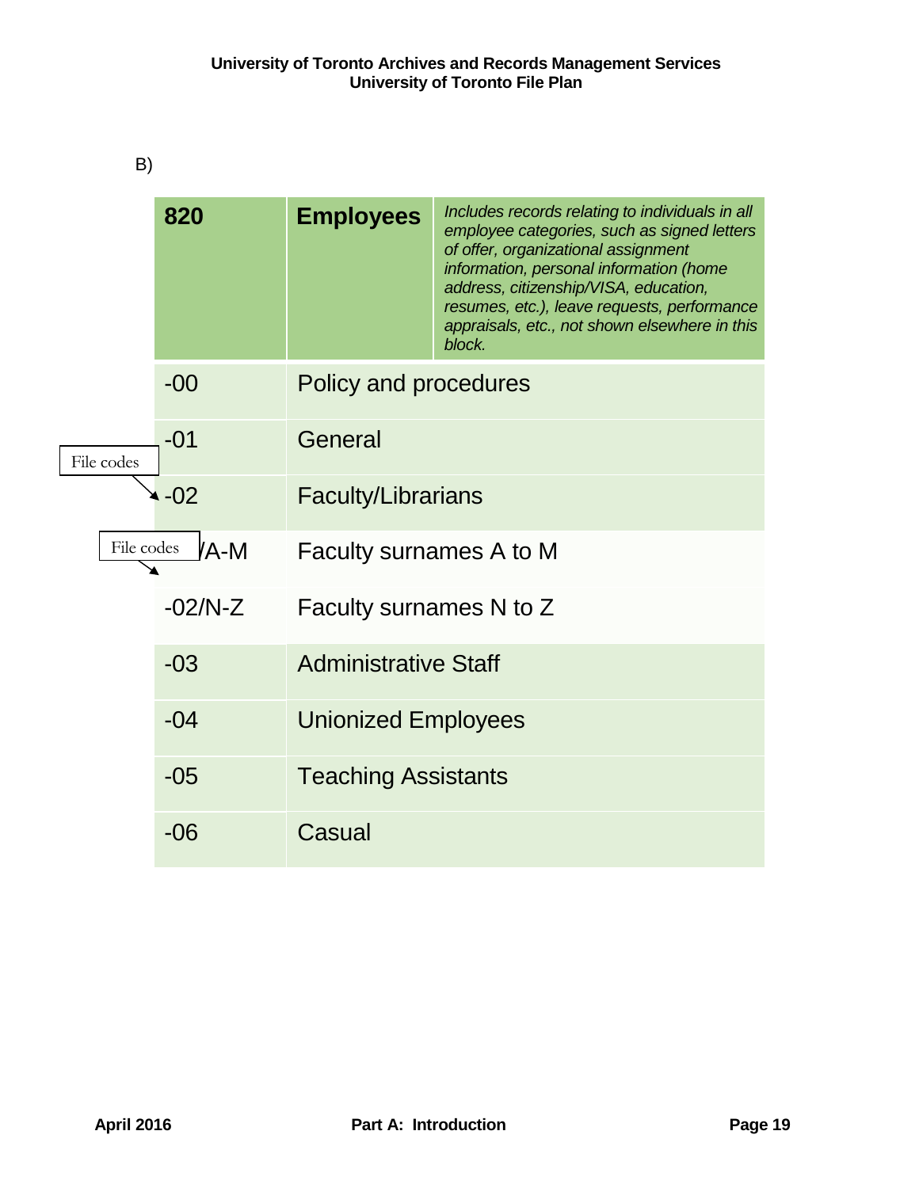B)

| 820 | **Employees** | *Includes records relating to individuals in all employee categories, such as signed letters of offer, organizational assignment information, personal information (home address, citizenship/VISA, education, resumes, etc.), leave requests, performance appraisals, etc., not shown elsewhere in this block.* |
|---|---|---|
| -00 | Policy and procedures | |
| -01 | General | |
| -02 | Faculty/Librarians | |
| -02/A-M | Faculty surnames A to M | |
| -02/N-Z | Faculty surnames N to Z | |
| -03 | Administrative Staff | |
| -04 | Unionized Employees | |
| -05 | Teaching Assistants | |
| -06 | Casual | |

File codes

File codes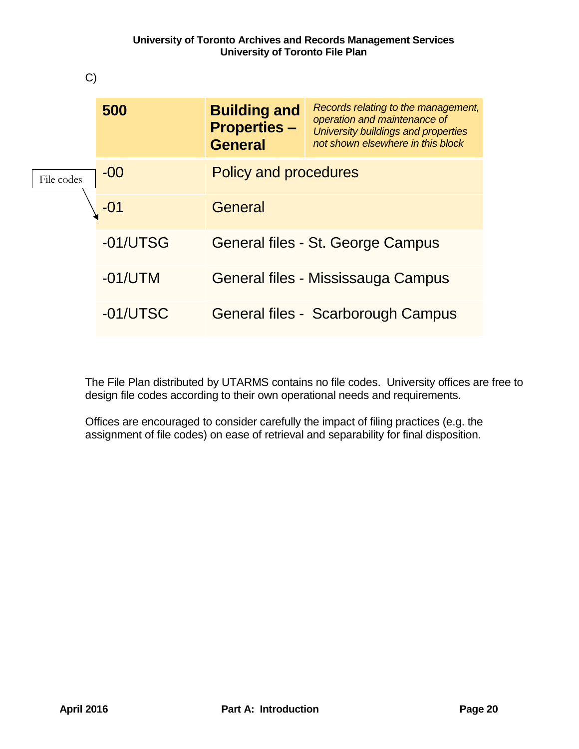C)

| 500 | **Building and Properties – General** | *Records relating to the management, operation and maintenance of University buildings and properties not shown elsewhere in this block* |
|---|---|---|
| -00 | Policy and procedures | |
| -01 | General | |
| -01/UTSG | General files - St. George Campus | |
| -01/UTM | General files - Mississauga Campus | |
| -01/UTSC | General files - Scarborough Campus | |

File codes

The File Plan distributed by UTARMS contains no file codes. University offices are free to design file codes according to their own operational needs and requirements.

Offices are encouraged to consider carefully the impact of filing practices (e.g. the assignment of file codes) on ease of retrieval and separability for final disposition.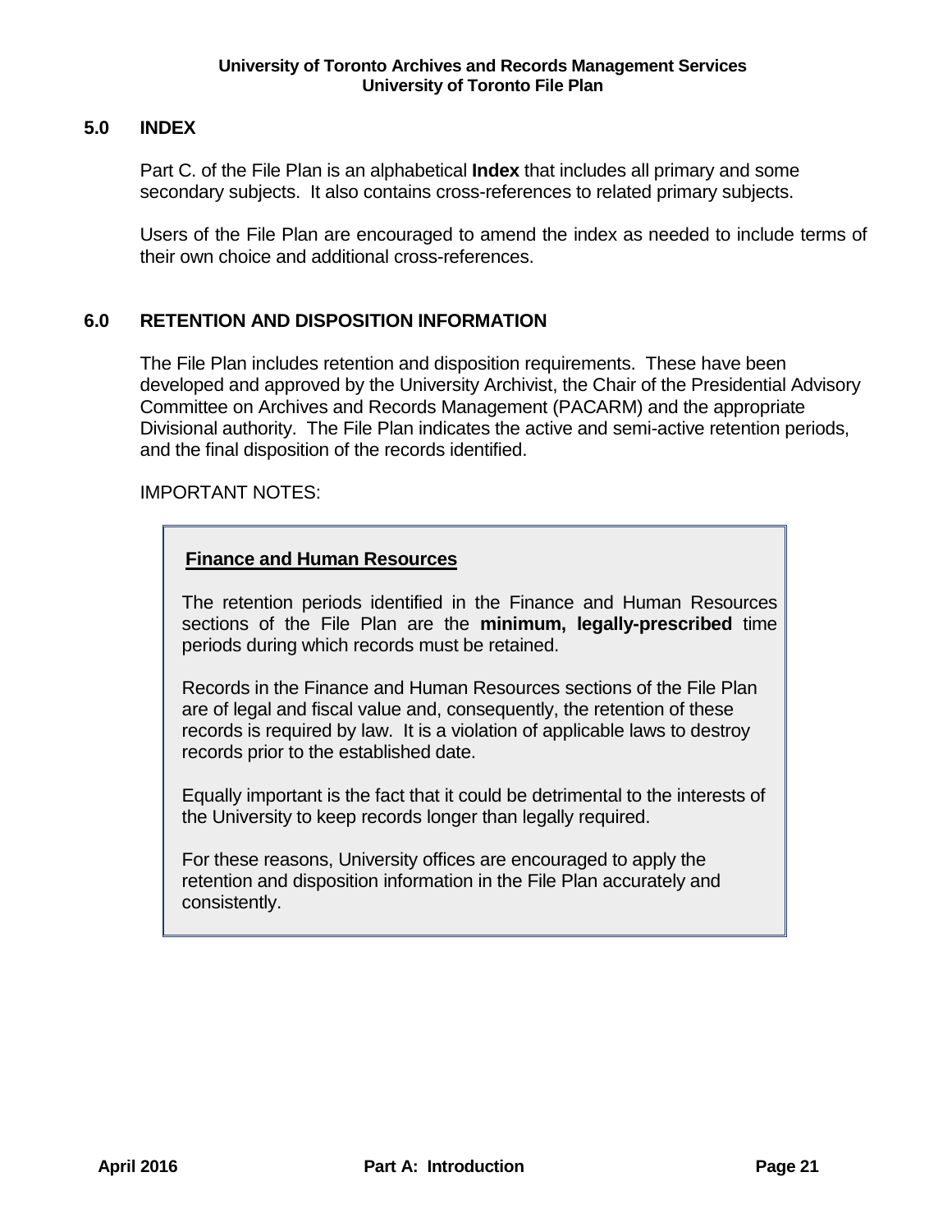## 5.0 INDEX

Part C. of the File Plan is an alphabetical **Index** that includes all primary and some secondary subjects. It also contains cross-references to related primary subjects.

Users of the File Plan are encouraged to amend the index as needed to include terms of their own choice and additional cross-references.

## 6.0 RETENTION AND DISPOSITION INFORMATION

The File Plan includes retention and disposition requirements. These have been developed and approved by the University Archivist, the Chair of the Presidential Advisory Committee on Archives and Records Management (PACARM) and the appropriate Divisional authority. The File Plan indicates the active and semi-active retention periods, and the final disposition of the records identified.

IMPORTANT NOTES:

**Finance and Human Resources**

The retention periods identified in the Finance and Human Resources sections of the File Plan are the **minimum, legally-prescribed** time periods during which records must be retained.

Records in the Finance and Human Resources sections of the File Plan are of legal and fiscal value and, consequently, the retention of these records is required by law. It is a violation of applicable laws to destroy records prior to the established date.

Equally important is the fact that it could be detrimental to the interests of the University to keep records longer than legally required.

For these reasons, University offices are encouraged to apply the retention and disposition information in the File Plan accurately and consistently.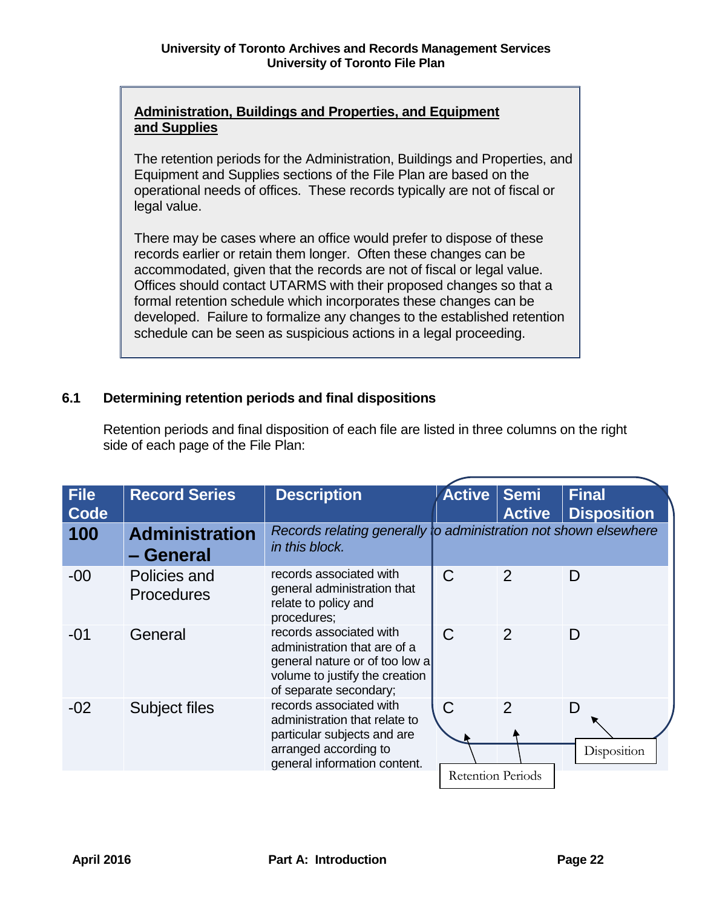**Administration, Buildings and Properties, and Equipment and Supplies**

The retention periods for the Administration, Buildings and Properties, and Equipment and Supplies sections of the File Plan are based on the operational needs of offices. These records typically are not of fiscal or legal value.

There may be cases where an office would prefer to dispose of these records earlier or retain them longer. Often these changes can be accommodated, given that the records are not of fiscal or legal value. Offices should contact UTARMS with their proposed changes so that a formal retention schedule which incorporates these changes can be developed. Failure to formalize any changes to the established retention schedule can be seen as suspicious actions in a legal proceeding.

## 6.1 Determining retention periods and final dispositions

Retention periods and final disposition of each file are listed in three columns on the right side of each page of the File Plan:

| File Code | Record Series | Description | Active | Semi Active | Final Disposition |
|---|---|---|---|---|---|
| **100** | **Administration – General** | *Records relating generally to administration not shown elsewhere in this block.* | | | |
| -00 | Policies and Procedures | records associated with general administration that relate to policy and procedures; | C | 2 | D |
| -01 | General | records associated with administration that are of a general nature or of too low a volume to justify the creation of separate secondary; | C | 2 | D |
| -02 | Subject files | records associated with administration that relate to particular subjects and are arranged according to general information content. | C | 2 | D |

Retention Periods (Active, Semi Active) — Disposition (Final Disposition)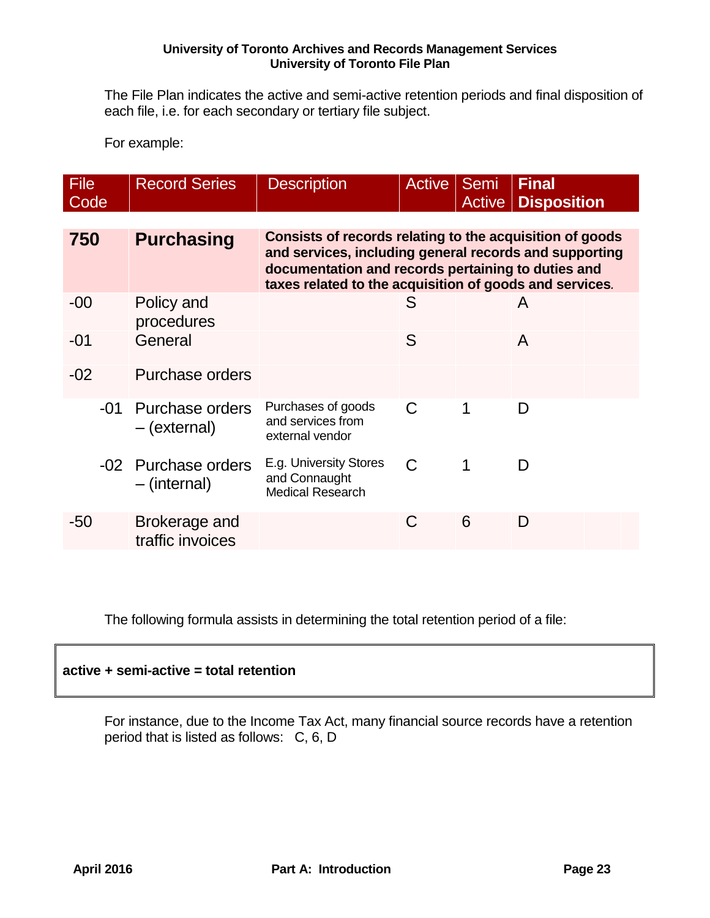The File Plan indicates the active and semi-active retention periods and final disposition of each file, i.e. for each secondary or tertiary file subject.

For example:

| File Code | Record Series | Description | Active | Semi Active | Final Disposition |
|---|---|---|---|---|---|
| **750** | **Purchasing** | **Consists of records relating to the acquisition of goods and services, including general records and supporting documentation and records pertaining to duties and taxes related to the acquisition of goods and services.** | | | |
| -00 | Policy and procedures | | S | | A |
| -01 | General | | S | | A |
| -02 | Purchase orders | | | | |
| -01 | Purchase orders – (external) | Purchases of goods and services from external vendor | C | 1 | D |
| -02 | Purchase orders – (internal) | E.g. University Stores and Connaught Medical Research | C | 1 | D |
| -50 | Brokerage and traffic invoices | | C | 6 | D |

The following formula assists in determining the total retention period of a file:

**active + semi-active = total retention**

For instance, due to the Income Tax Act, many financial source records have a retention period that is listed as follows: C, 6, D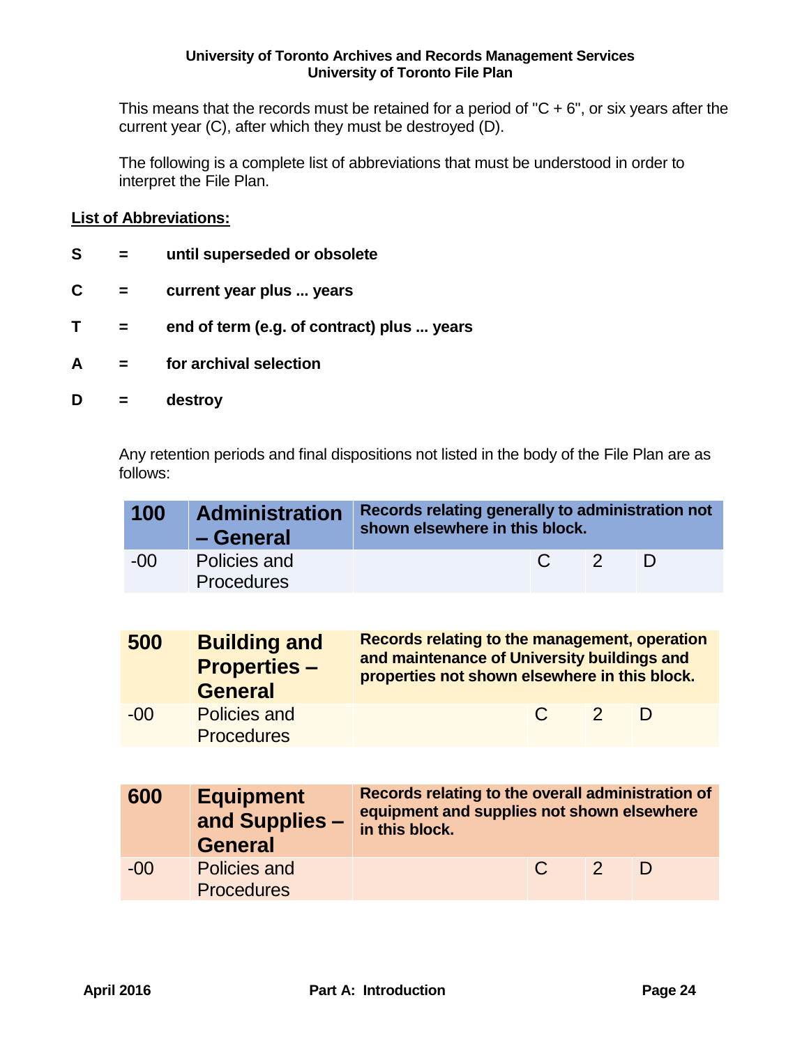This means that the records must be retained for a period of "C + 6", or six years after the current year (C), after which they must be destroyed (D).

The following is a complete list of abbreviations that must be understood in order to interpret the File Plan.

**List of Abbreviations:**

**S = until superseded or obsolete**

**C = current year plus ... years**

**T = end of term (e.g. of contract) plus ... years**

**A = for archival selection**

**D = destroy**

Any retention periods and final dispositions not listed in the body of the File Plan are as follows:

| **100** | **Administration – General** | **Records relating generally to administration not shown elsewhere in this block.** | | | |
|---|---|---|---|---|---|
| -00 | Policies and Procedures | | C | 2 | D |

| **500** | **Building and Properties – General** | **Records relating to the management, operation and maintenance of University buildings and properties not shown elsewhere in this block.** | | | |
|---|---|---|---|---|---|
| -00 | Policies and Procedures | | C | 2 | D |

| **600** | **Equipment and Supplies – General** | **Records relating to the overall administration of equipment and supplies not shown elsewhere in this block.** | | | |
|---|---|---|---|---|---|
| -00 | Policies and Procedures | | C | 2 | D |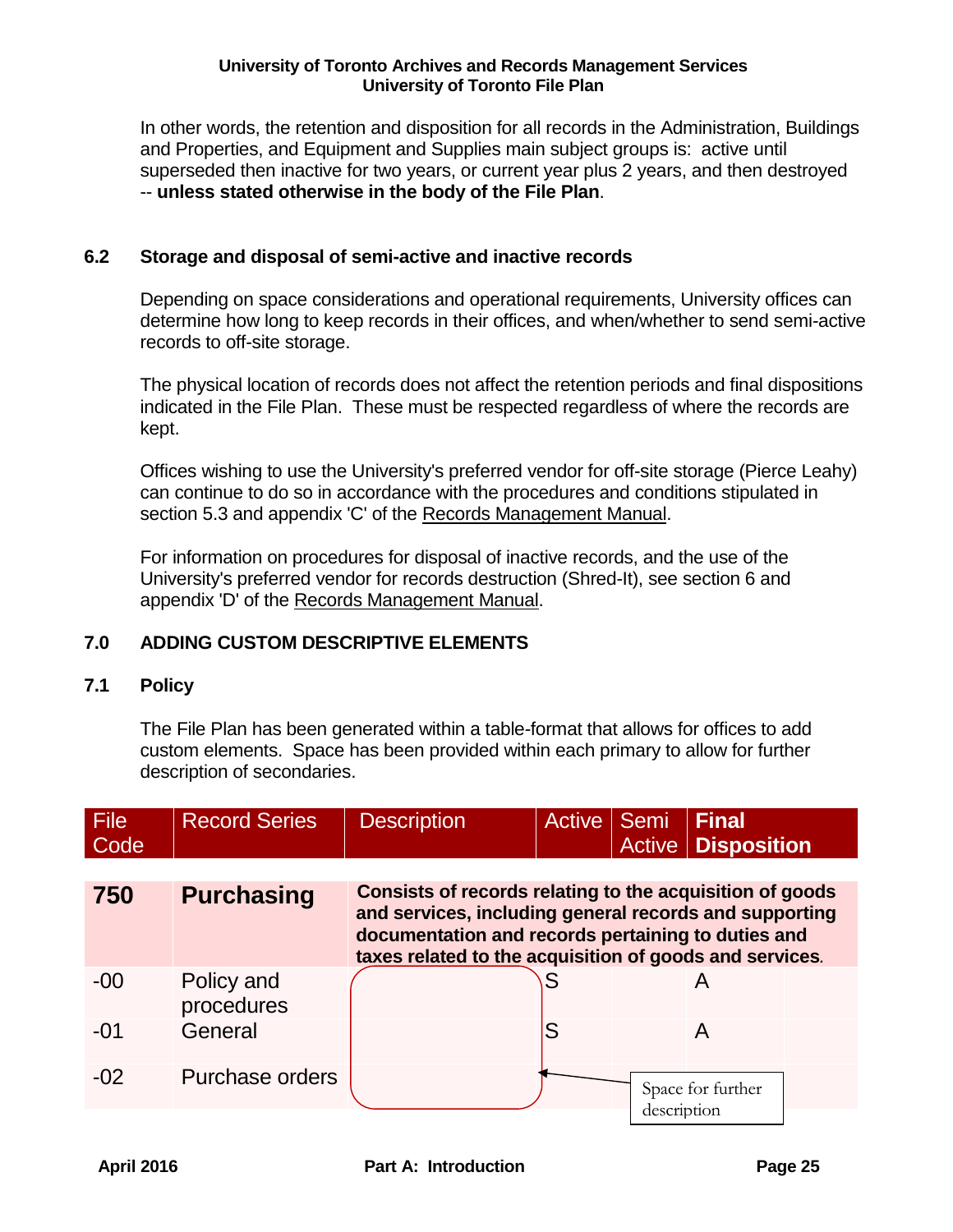In other words, the retention and disposition for all records in the Administration, Buildings and Properties, and Equipment and Supplies main subject groups is: active until superseded then inactive for two years, or current year plus 2 years, and then destroyed -- **unless stated otherwise in the body of the File Plan**.

## 6.2 Storage and disposal of semi-active and inactive records

Depending on space considerations and operational requirements, University offices can determine how long to keep records in their offices, and when/whether to send semi-active records to off-site storage.

The physical location of records does not affect the retention periods and final dispositions indicated in the File Plan. These must be respected regardless of where the records are kept.

Offices wishing to use the University's preferred vendor for off-site storage (Pierce Leahy) can continue to do so in accordance with the procedures and conditions stipulated in section 5.3 and appendix 'C' of the Records Management Manual.

For information on procedures for disposal of inactive records, and the use of the University's preferred vendor for records destruction (Shred-It), see section 6 and appendix 'D' of the Records Management Manual.

# 7.0 ADDING CUSTOM DESCRIPTIVE ELEMENTS

## 7.1 Policy

The File Plan has been generated within a table-format that allows for offices to add custom elements. Space has been provided within each primary to allow for further description of secondaries.

| File Code | Record Series | Description | Active | Semi Active | **Final Disposition** |
|---|---|---|---|---|---|
| **750** | **Purchasing** | **Consists of records relating to the acquisition of goods and services, including general records and supporting documentation and records pertaining to duties and taxes related to the acquisition of goods and services.** | | | |
| -00 | Policy and procedures | | S | | A |
| -01 | General | | S | | A |
| -02 | Purchase orders | | | | |

Space for further description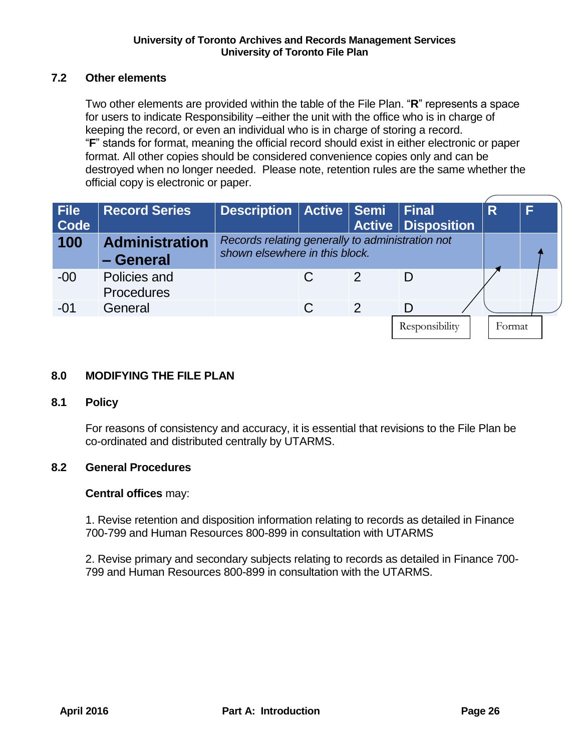### 7.2 Other elements

Two other elements are provided within the table of the File Plan. "**R**" represents a space for users to indicate Responsibility –either the unit with the office who is in charge of keeping the record, or even an individual who is in charge of storing a record.
"**F**" stands for format, meaning the official record should exist in either electronic or paper format. All other copies should be considered convenience copies only and can be destroyed when no longer needed. Please note, retention rules are the same whether the official copy is electronic or paper.

| File Code | Record Series | Description | Active | Semi Active | Final Disposition | R | F |
|---|---|---|---|---|---|---|---|
| **100** | **Administration – General** | *Records relating generally to administration not shown elsewhere in this block.* | | | | | |
| -00 | Policies and Procedures | | C | 2 | D | | |
| -01 | General | | C | 2 | D | | |

Responsibility → R; Format → F

## 8.0 MODIFYING THE FILE PLAN

### 8.1 Policy

For reasons of consistency and accuracy, it is essential that revisions to the File Plan be co-ordinated and distributed centrally by UTARMS.

### 8.2 General Procedures

**Central offices** may:

1. Revise retention and disposition information relating to records as detailed in Finance 700-799 and Human Resources 800-899 in consultation with UTARMS

2. Revise primary and secondary subjects relating to records as detailed in Finance 700-799 and Human Resources 800-899 in consultation with the UTARMS.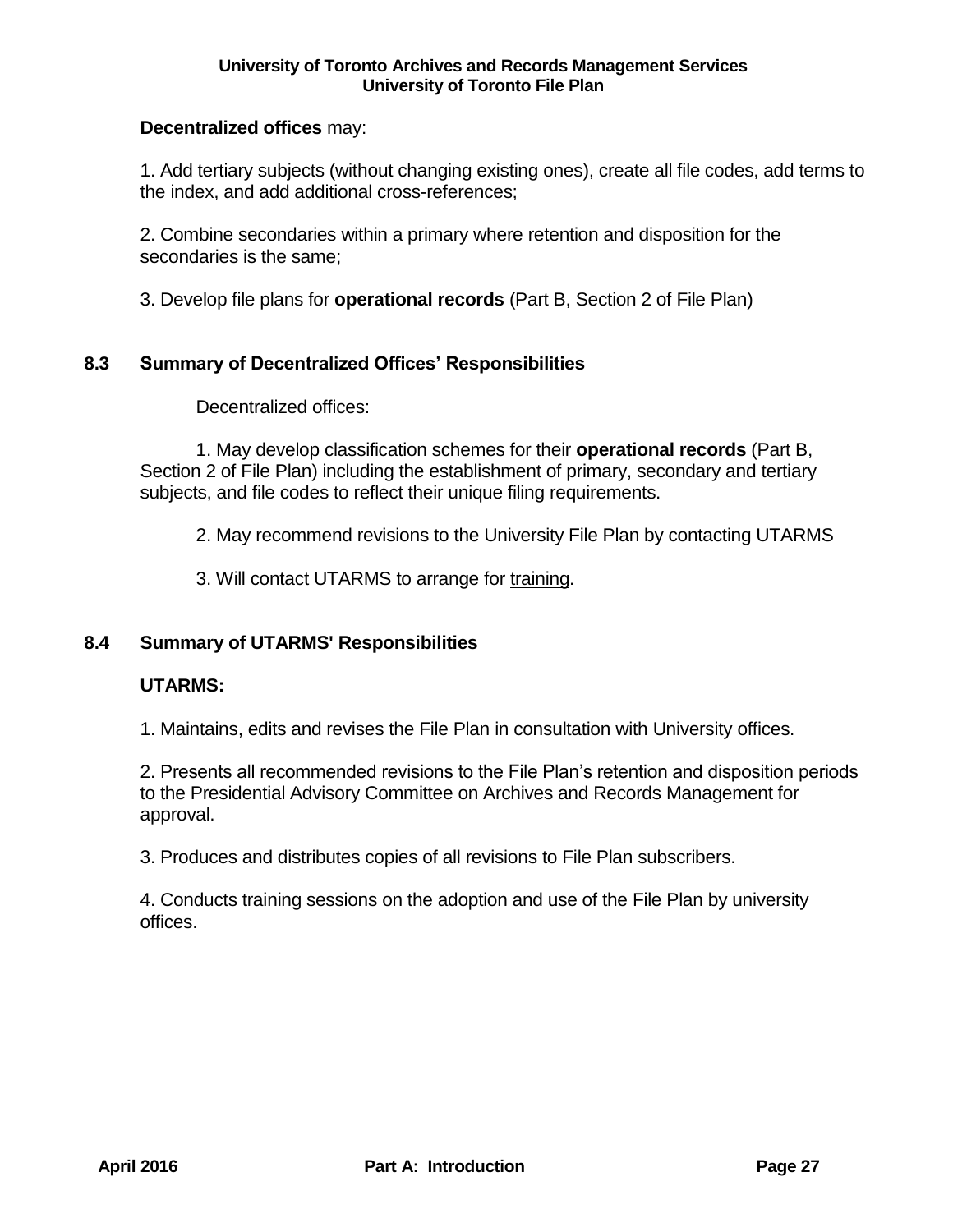**Decentralized offices** may:

1. Add tertiary subjects (without changing existing ones), create all file codes, add terms to the index, and add additional cross-references;

2. Combine secondaries within a primary where retention and disposition for the secondaries is the same;

3. Develop file plans for **operational records** (Part B, Section 2 of File Plan)

## 8.3 Summary of Decentralized Offices' Responsibilities

Decentralized offices:

1. May develop classification schemes for their **operational records** (Part B, Section 2 of File Plan) including the establishment of primary, secondary and tertiary subjects, and file codes to reflect their unique filing requirements.

2. May recommend revisions to the University File Plan by contacting UTARMS

3. Will contact UTARMS to arrange for training.

## 8.4 Summary of UTARMS' Responsibilities

**UTARMS:**

1. Maintains, edits and revises the File Plan in consultation with University offices.

2. Presents all recommended revisions to the File Plan's retention and disposition periods to the Presidential Advisory Committee on Archives and Records Management for approval.

3. Produces and distributes copies of all revisions to File Plan subscribers.

4. Conducts training sessions on the adoption and use of the File Plan by university offices.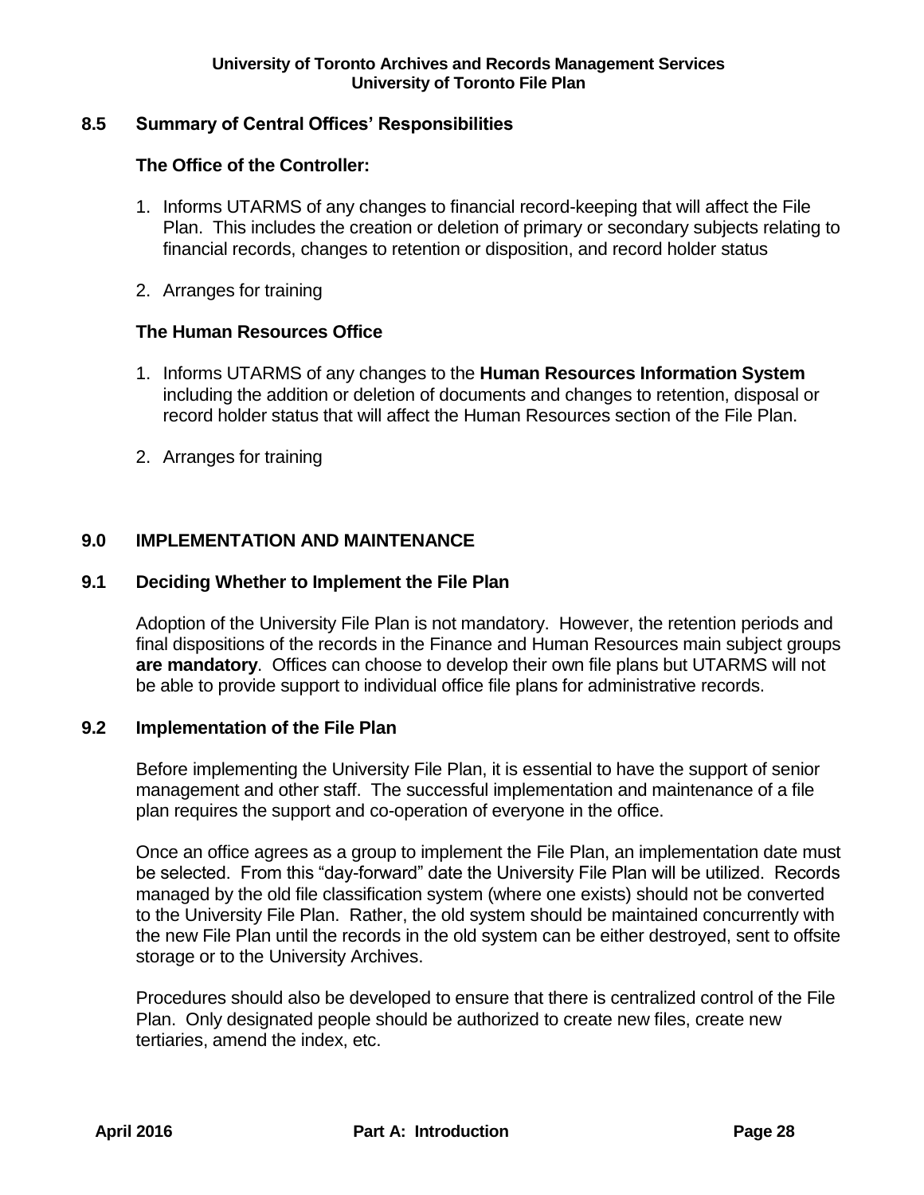### 8.5 Summary of Central Offices' Responsibilities

**The Office of the Controller:**

1. Informs UTARMS of any changes to financial record-keeping that will affect the File Plan. This includes the creation or deletion of primary or secondary subjects relating to financial records, changes to retention or disposition, and record holder status

2. Arranges for training

**The Human Resources Office**

1. Informs UTARMS of any changes to the **Human Resources Information System** including the addition or deletion of documents and changes to retention, disposal or record holder status that will affect the Human Resources section of the File Plan.

2. Arranges for training

## 9.0 IMPLEMENTATION AND MAINTENANCE

### 9.1 Deciding Whether to Implement the File Plan

Adoption of the University File Plan is not mandatory. However, the retention periods and final dispositions of the records in the Finance and Human Resources main subject groups **are mandatory**. Offices can choose to develop their own file plans but UTARMS will not be able to provide support to individual office file plans for administrative records.

### 9.2 Implementation of the File Plan

Before implementing the University File Plan, it is essential to have the support of senior management and other staff. The successful implementation and maintenance of a file plan requires the support and co-operation of everyone in the office.

Once an office agrees as a group to implement the File Plan, an implementation date must be selected. From this "day-forward" date the University File Plan will be utilized. Records managed by the old file classification system (where one exists) should not be converted to the University File Plan. Rather, the old system should be maintained concurrently with the new File Plan until the records in the old system can be either destroyed, sent to offsite storage or to the University Archives.

Procedures should also be developed to ensure that there is centralized control of the File Plan. Only designated people should be authorized to create new files, create new tertiaries, amend the index, etc.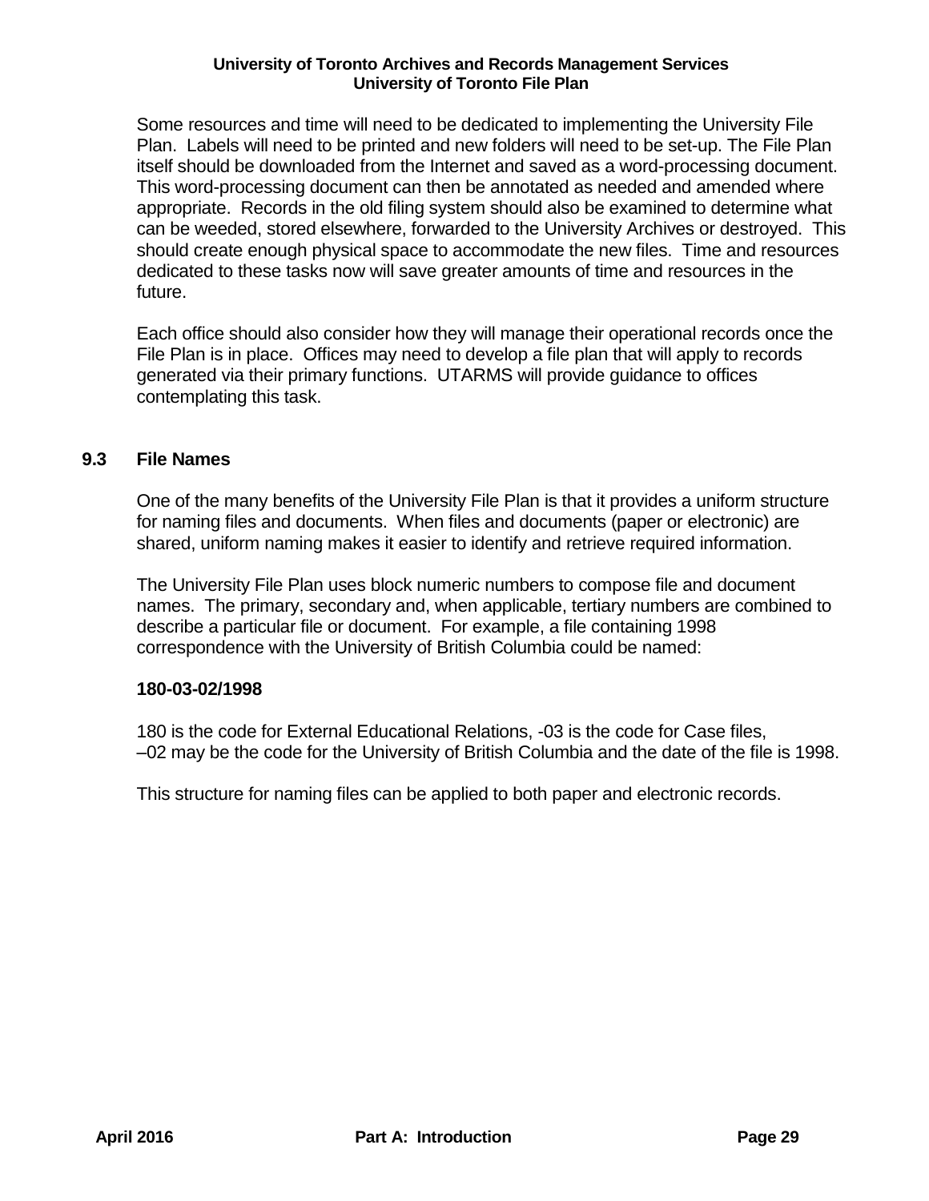Some resources and time will need to be dedicated to implementing the University File Plan. Labels will need to be printed and new folders will need to be set-up. The File Plan itself should be downloaded from the Internet and saved as a word-processing document. This word-processing document can then be annotated as needed and amended where appropriate. Records in the old filing system should also be examined to determine what can be weeded, stored elsewhere, forwarded to the University Archives or destroyed. This should create enough physical space to accommodate the new files. Time and resources dedicated to these tasks now will save greater amounts of time and resources in the future.

Each office should also consider how they will manage their operational records once the File Plan is in place. Offices may need to develop a file plan that will apply to records generated via their primary functions. UTARMS will provide guidance to offices contemplating this task.

## 9.3 File Names

One of the many benefits of the University File Plan is that it provides a uniform structure for naming files and documents. When files and documents (paper or electronic) are shared, uniform naming makes it easier to identify and retrieve required information.

The University File Plan uses block numeric numbers to compose file and document names. The primary, secondary and, when applicable, tertiary numbers are combined to describe a particular file or document. For example, a file containing 1998 correspondence with the University of British Columbia could be named:

**180-03-02/1998**

180 is the code for External Educational Relations, -03 is the code for Case files, –02 may be the code for the University of British Columbia and the date of the file is 1998.

This structure for naming files can be applied to both paper and electronic records.